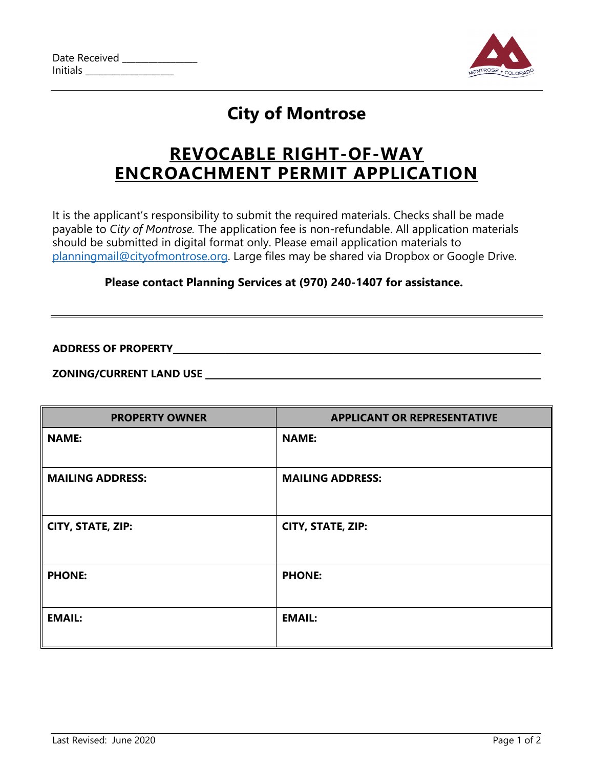Date Received _______________
Initials _________________

# City of Montrose

## REVOCABLE RIGHT-OF-WAY ENCROACHMENT PERMIT APPLICATION

It is the applicant's responsibility to submit the required materials. Checks shall be made payable to *City of Montrose.* The application fee is non-refundable. All application materials should be submitted in digital format only. Please email application materials to planningmail@cityofmontrose.org. Large files may be shared via Dropbox or Google Drive.

**Please contact Planning Services at (970) 240-1407 for assistance.**

---

**ADDRESS OF PROPERTY** ______________________________________________

**ZONING/CURRENT LAND USE** ______________________________________________

| PROPERTY OWNER | APPLICANT OR REPRESENTATIVE |
|---|---|
| **NAME:** | **NAME:** |
| **MAILING ADDRESS:** | **MAILING ADDRESS:** |
| **CITY, STATE, ZIP:** | **CITY, STATE, ZIP:** |
| **PHONE:** | **PHONE:** |
| **EMAIL:** | **EMAIL:** |

Last Revised: June 2020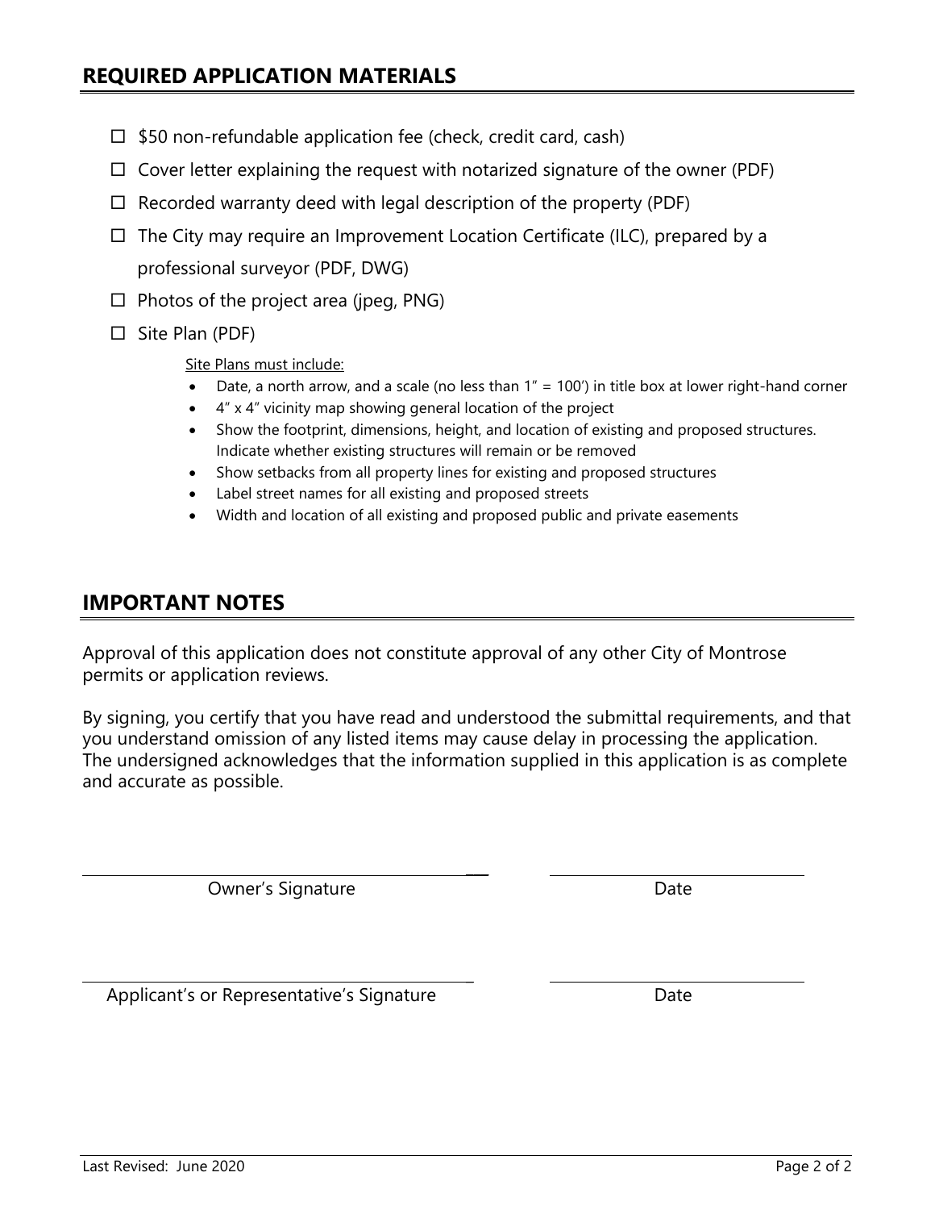## REQUIRED APPLICATION MATERIALS

- ☐ $50 non-refundable application fee (check, credit card, cash)
- ☐ Cover letter explaining the request with notarized signature of the owner (PDF)
- ☐ Recorded warranty deed with legal description of the property (PDF)
- ☐ The City may require an Improvement Location Certificate (ILC), prepared by a professional surveyor (PDF, DWG)
- ☐ Photos of the project area (jpeg, PNG)
- ☐ Site Plan (PDF)

  Site Plans must include:

  - Date, a north arrow, and a scale (no less than 1" = 100') in title box at lower right-hand corner
  - 4" x 4" vicinity map showing general location of the project
  - Show the footprint, dimensions, height, and location of existing and proposed structures. Indicate whether existing structures will remain or be removed
  - Show setbacks from all property lines for existing and proposed structures
  - Label street names for all existing and proposed streets
  - Width and location of all existing and proposed public and private easements

## IMPORTANT NOTES

Approval of this application does not constitute approval of any other City of Montrose permits or application reviews.

By signing, you certify that you have read and understood the submittal requirements, and that you understand omission of any listed items may cause delay in processing the application. The undersigned acknowledges that the information supplied in this application is as complete and accurate as possible.

______________________________ ______________________

Owner's Signature Date

______________________________ ______________________

Applicant's or Representative's Signature Date

Last Revised: June 2020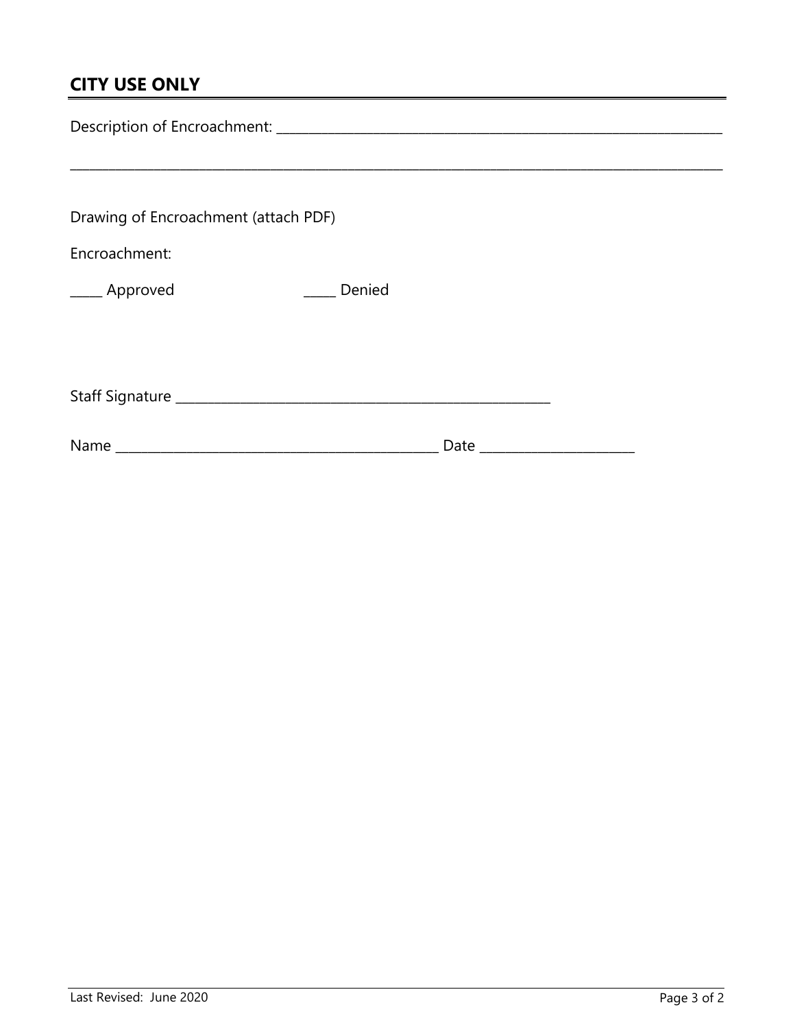## CITY USE ONLY

Description of Encroachment: ___________________________________________________________

_____________________________________________________________________________________

Drawing of Encroachment (attach PDF)

Encroachment:

_____ Approved _____ Denied

Staff Signature ________________________________________________

Name __________________________________________ Date ____________________